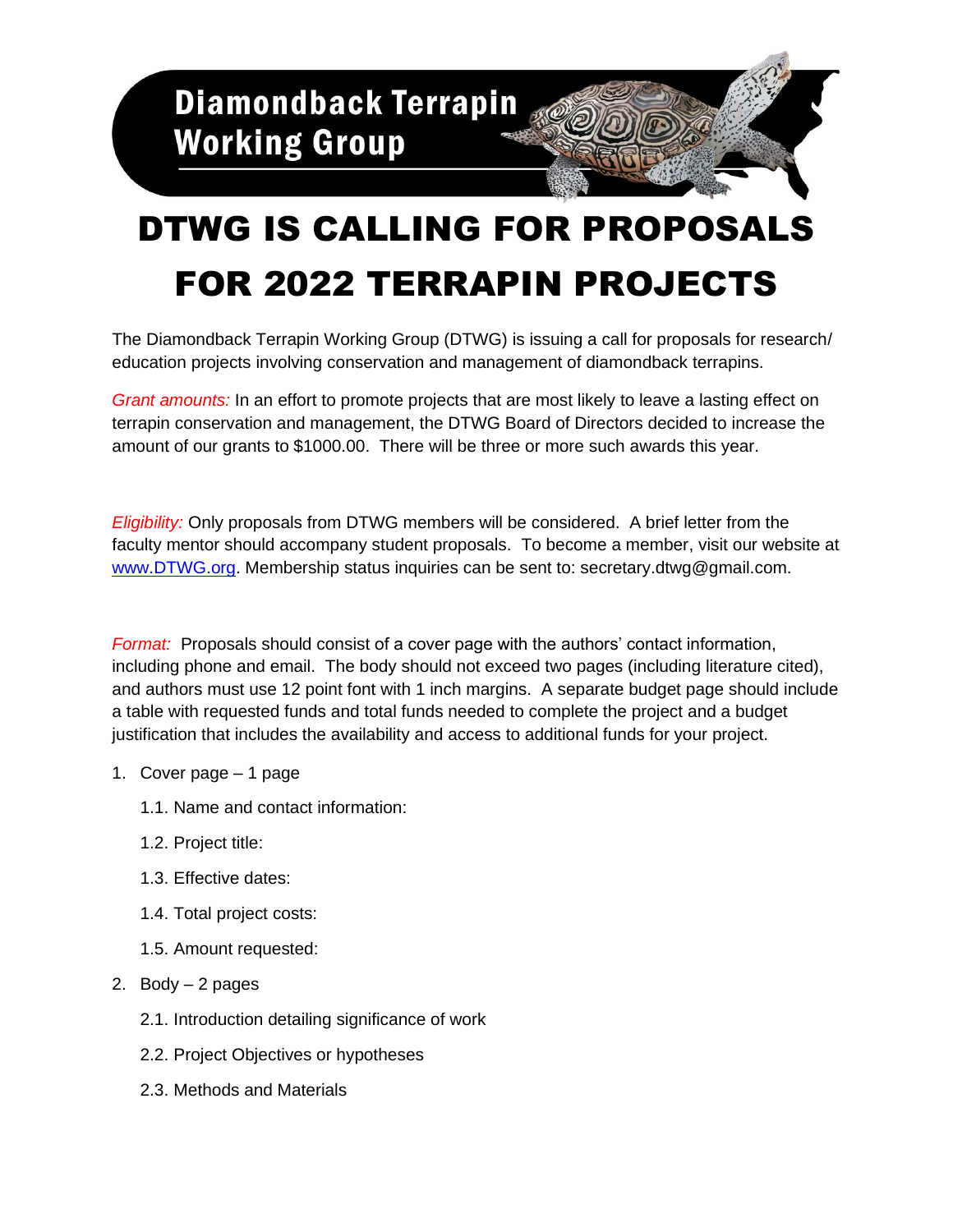**Diamondback Terrapin Working Group**

# DTWG IS CALLING FOR PROPOSALS FOR 2022 TERRAPIN PROJECTS

The Diamondback Terrapin Working Group (DTWG) is issuing a call for proposals for research/ education projects involving conservation and management of diamondback terrapins.

*Grant amounts:* In an effort to promote projects that are most likely to leave a lasting effect on terrapin conservation and management, the DTWG Board of Directors decided to increase the amount of our grants to $1000.00. There will be three or more such awards this year.

*Eligibility:* Only proposals from DTWG members will be considered. A brief letter from the faculty mentor should accompany student proposals. To become a member, visit our website at [www.DTWG.org](http://www.DTWG.org). Membership status inquiries can be sent to: secretary.dtwg@gmail.com.

*Format:* Proposals should consist of a cover page with the authors' contact information, including phone and email. The body should not exceed two pages (including literature cited), and authors must use 12 point font with 1 inch margins. A separate budget page should include a table with requested funds and total funds needed to complete the project and a budget justification that includes the availability and access to additional funds for your project.

1. Cover page – 1 page
   1.1. Name and contact information:
   1.2. Project title:
   1.3. Effective dates:
   1.4. Total project costs:
   1.5. Amount requested:
2. Body – 2 pages
   2.1. Introduction detailing significance of work
   2.2. Project Objectives or hypotheses
   2.3. Methods and Materials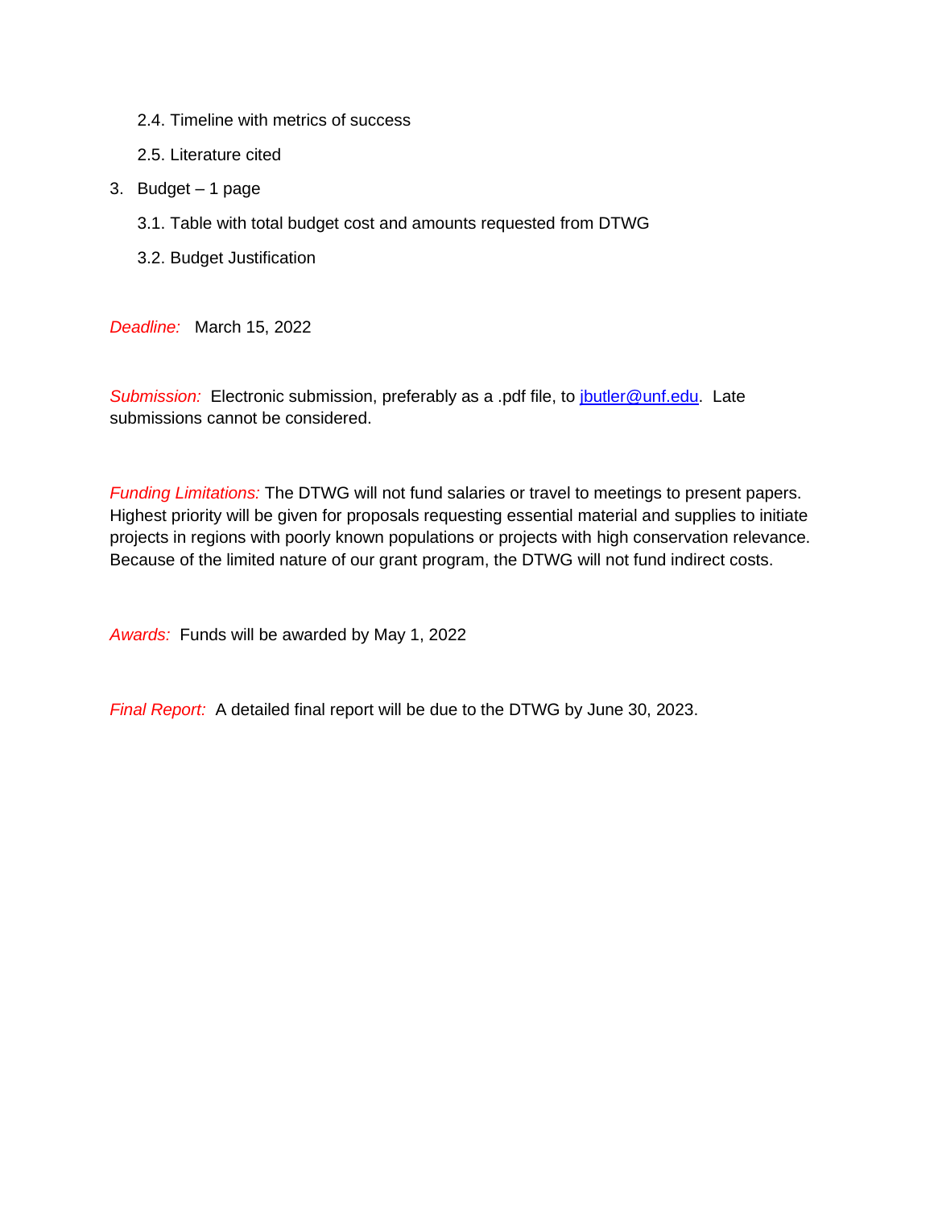2.4. Timeline with metrics of success

   2.5. Literature cited

3. Budget – 1 page

   3.1. Table with total budget cost and amounts requested from DTWG

   3.2. Budget Justification

*Deadline:* March 15, 2022

*Submission:* Electronic submission, preferably as a .pdf file, to jbutler@unf.edu. Late submissions cannot be considered.

*Funding Limitations:* The DTWG will not fund salaries or travel to meetings to present papers. Highest priority will be given for proposals requesting essential material and supplies to initiate projects in regions with poorly known populations or projects with high conservation relevance. Because of the limited nature of our grant program, the DTWG will not fund indirect costs.

*Awards:* Funds will be awarded by May 1, 2022

*Final Report:* A detailed final report will be due to the DTWG by June 30, 2023.